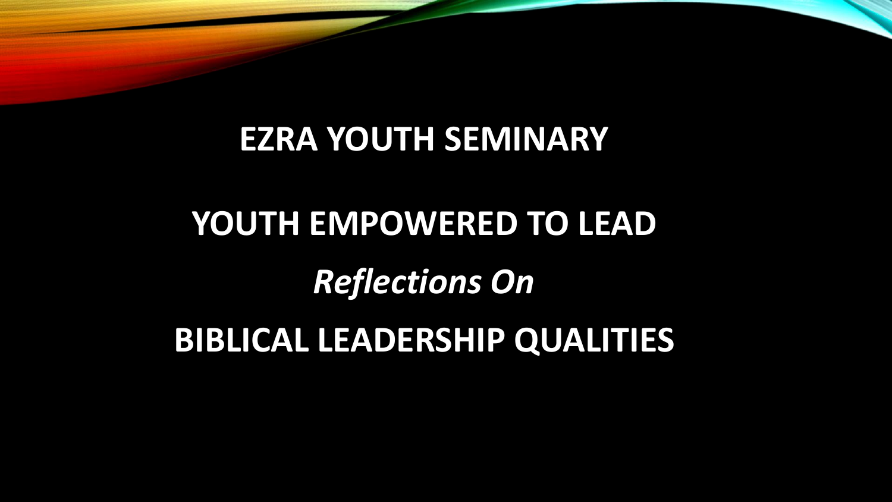# EZRA YOUTH SEMINARY

# YOUTH EMPOWERED TO LEAD

*Reflections On*

# BIBLICAL LEADERSHIP QUALITIES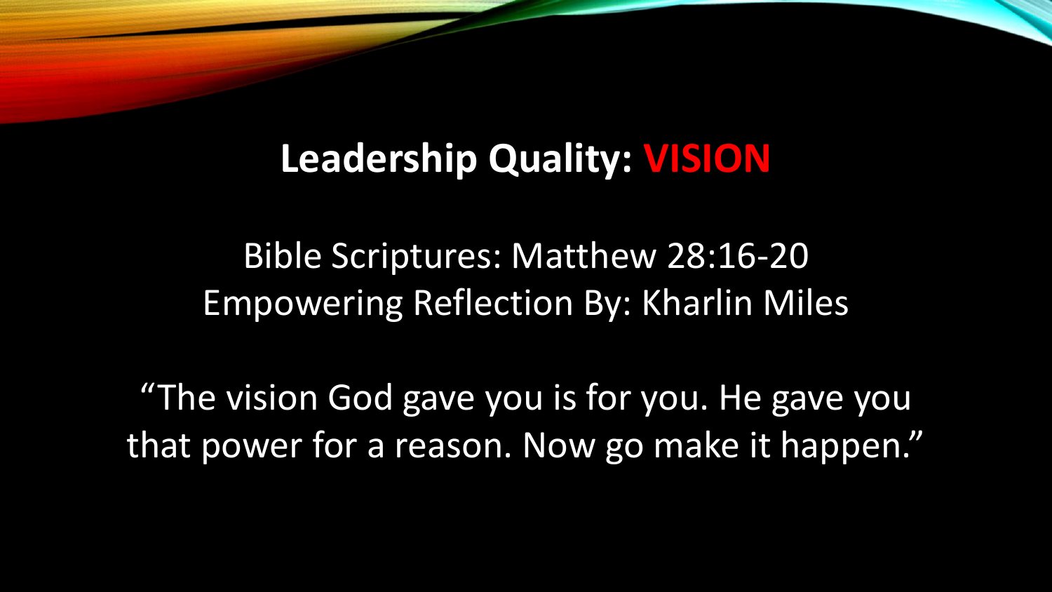# Leadership Quality: VISION

Bible Scriptures: Matthew 28:16-20
Empowering Reflection By: Kharlin Miles

"The vision God gave you is for you. He gave you that power for a reason. Now go make it happen."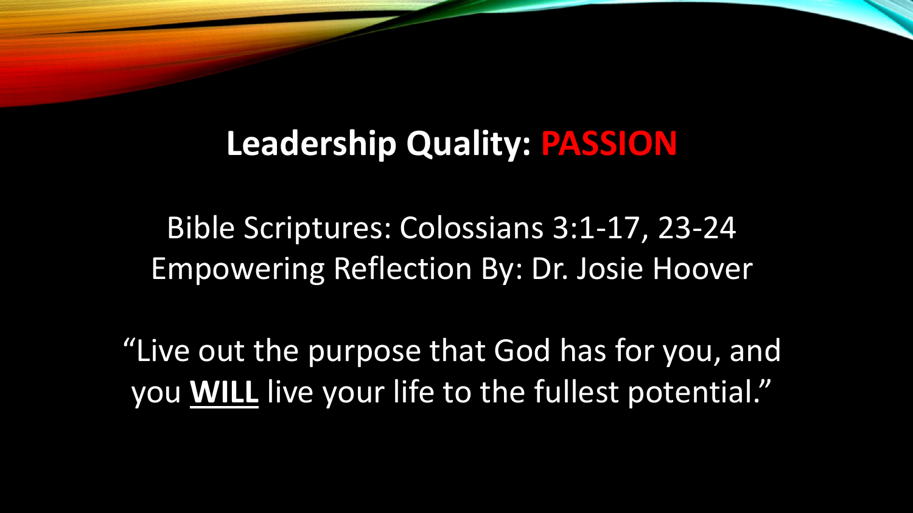# Leadership Quality: PASSION

Bible Scriptures: Colossians 3:1-17, 23-24
Empowering Reflection By: Dr. Josie Hoover

"Live out the purpose that God has for you, and you **WILL** live your life to the fullest potential."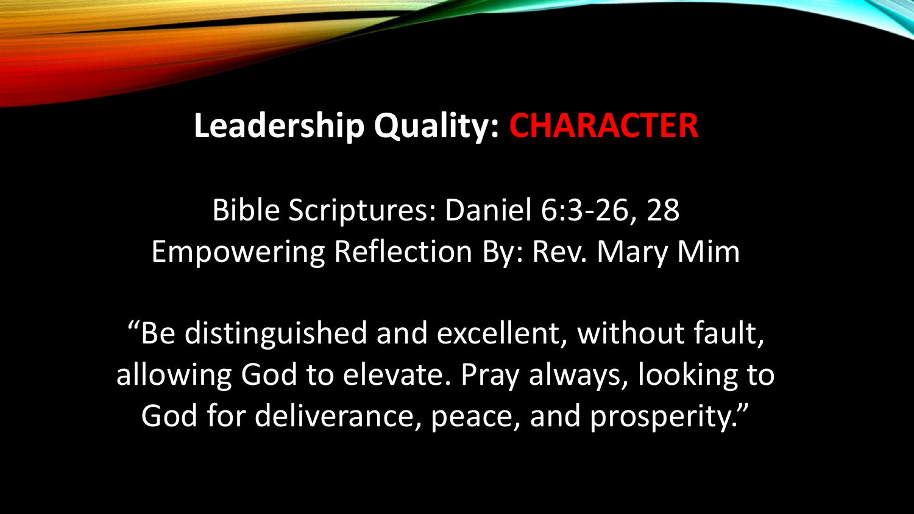## Leadership Quality: CHARACTER

Bible Scriptures: Daniel 6:3-26, 28
Empowering Reflection By: Rev. Mary Mim

"Be distinguished and excellent, without fault, allowing God to elevate. Pray always, looking to God for deliverance, peace, and prosperity."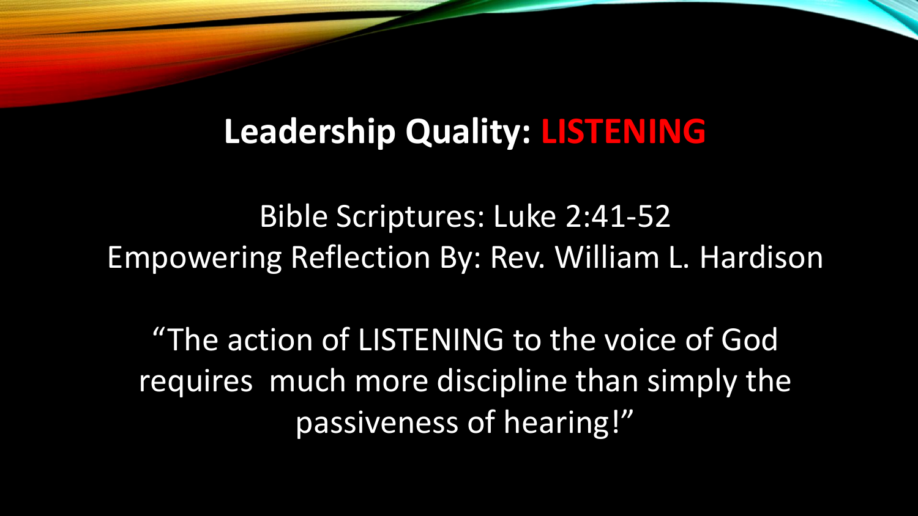## **Leadership Quality: LISTENING**

Bible Scriptures: Luke 2:41-52
Empowering Reflection By: Rev. William L. Hardison

"The action of LISTENING to the voice of God requires much more discipline than simply the passiveness of hearing!"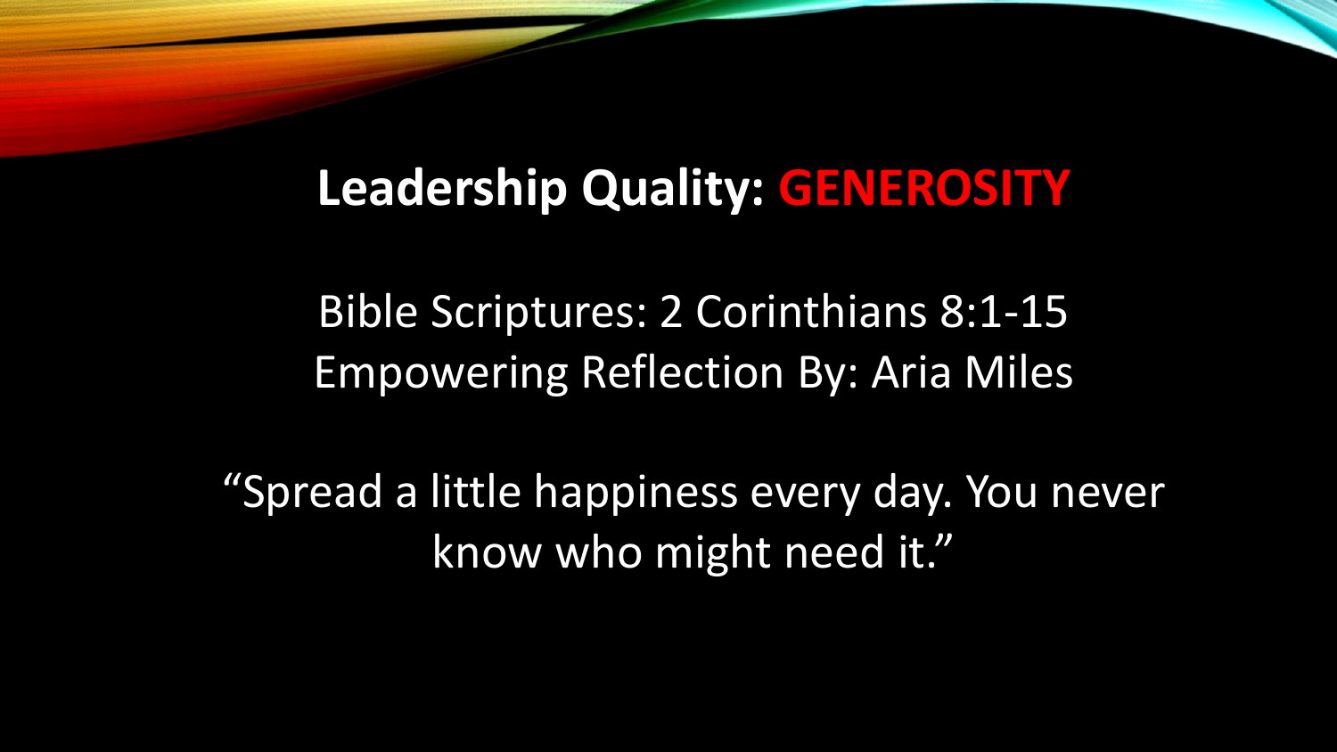## Leadership Quality: GENEROSITY

Bible Scriptures: 2 Corinthians 8:1-15
Empowering Reflection By: Aria Miles

"Spread a little happiness every day. You never know who might need it."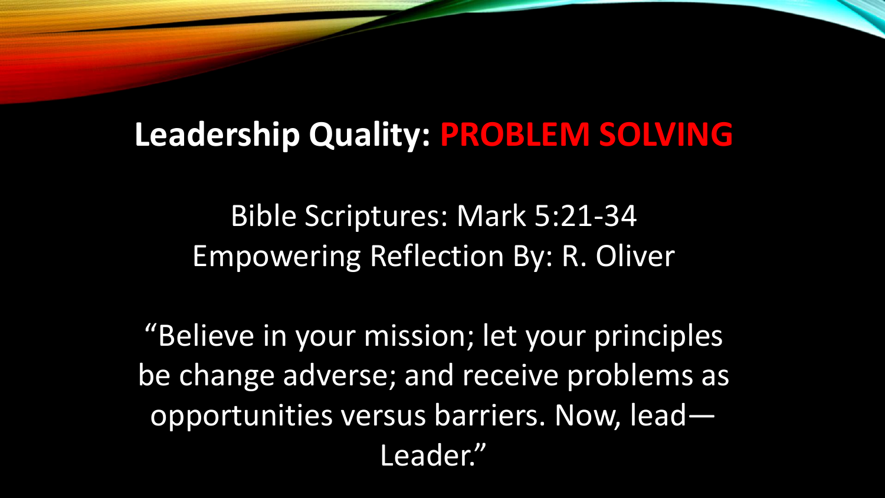## Leadership Quality: **PROBLEM SOLVING**

Bible Scriptures: Mark 5:21-34
Empowering Reflection By: R. Oliver

"Believe in your mission; let your principles be change adverse; and receive problems as opportunities versus barriers. Now, lead—Leader."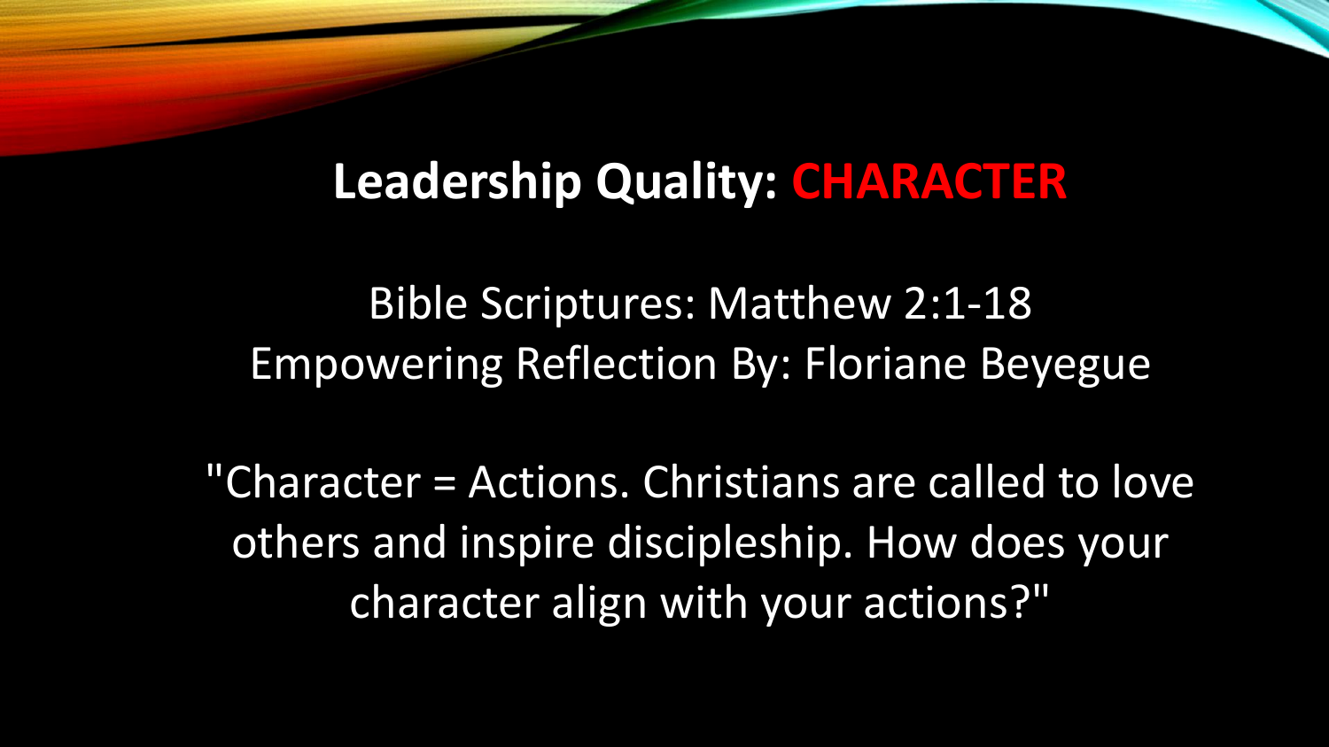# Leadership Quality: CHARACTER

Bible Scriptures: Matthew 2:1-18
Empowering Reflection By: Floriane Beyegue

"Character = Actions. Christians are called to love others and inspire discipleship. How does your character align with your actions?"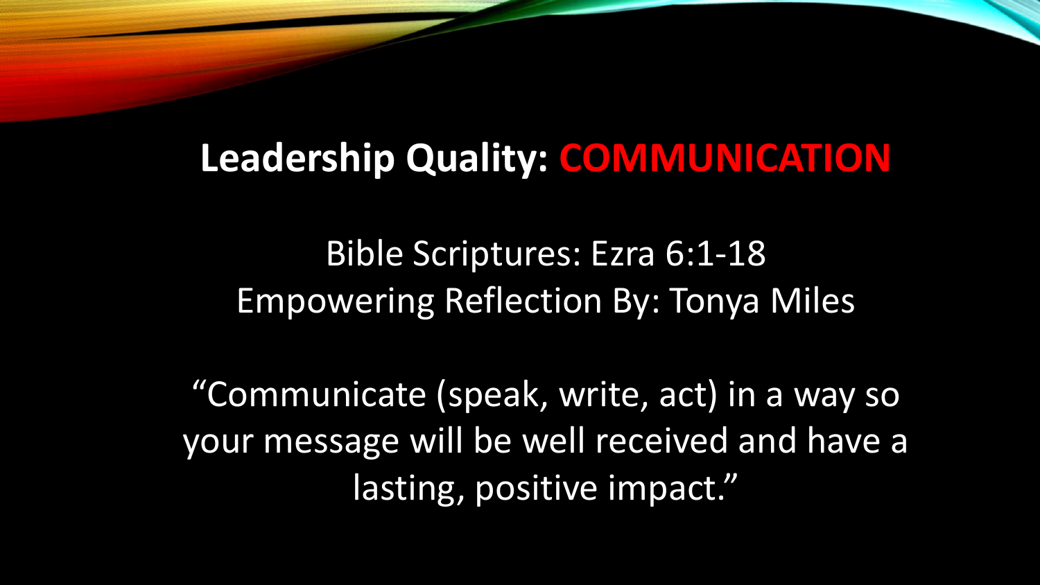## Leadership Quality: **COMMUNICATION**

Bible Scriptures: Ezra 6:1-18
Empowering Reflection By: Tonya Miles

"Communicate (speak, write, act) in a way so your message will be well received and have a lasting, positive impact."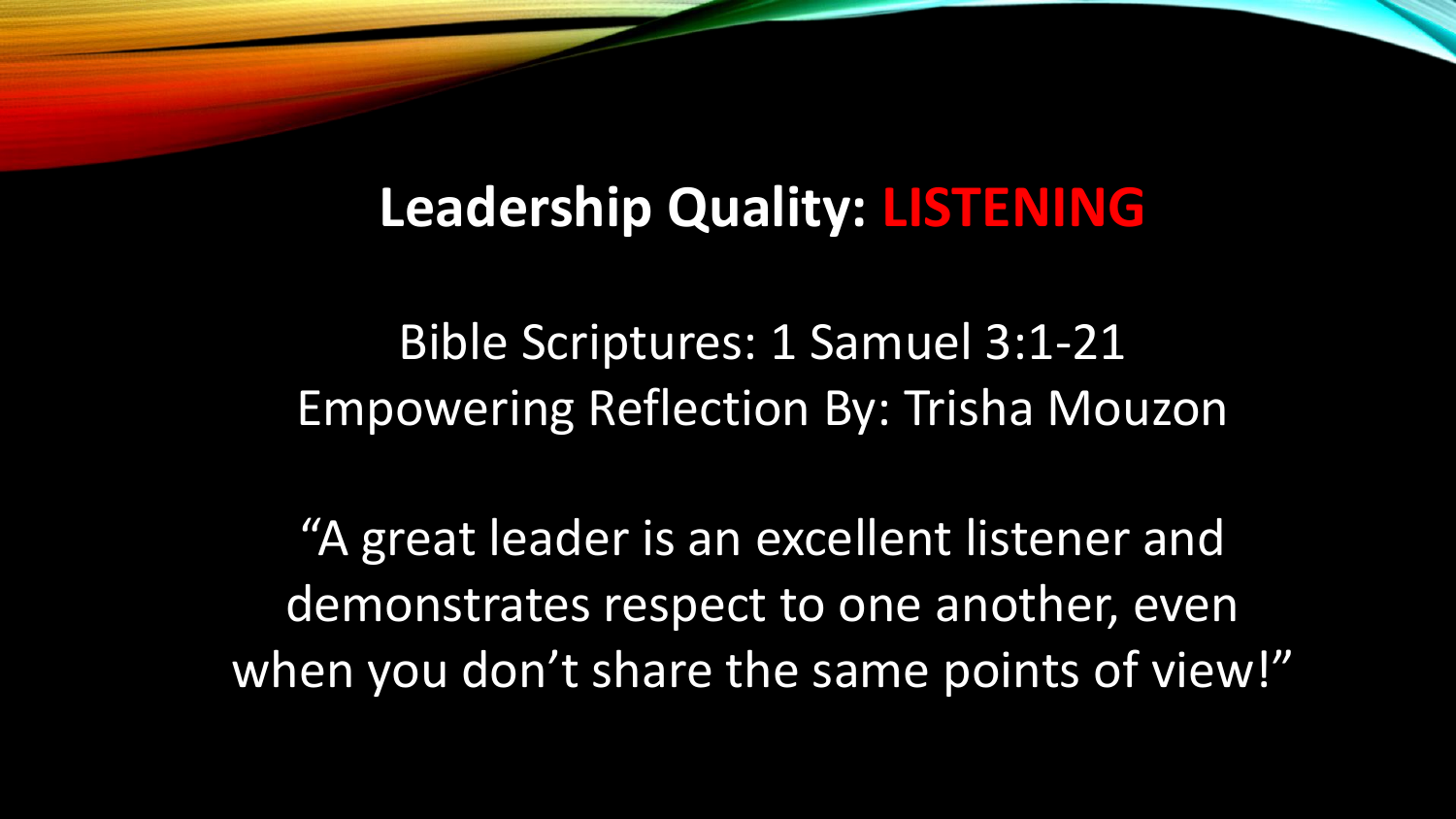## **Leadership Quality: LISTENING**

Bible Scriptures: 1 Samuel 3:1-21
Empowering Reflection By: Trisha Mouzon

“A great leader is an excellent listener and demonstrates respect to one another, even when you don’t share the same points of view!”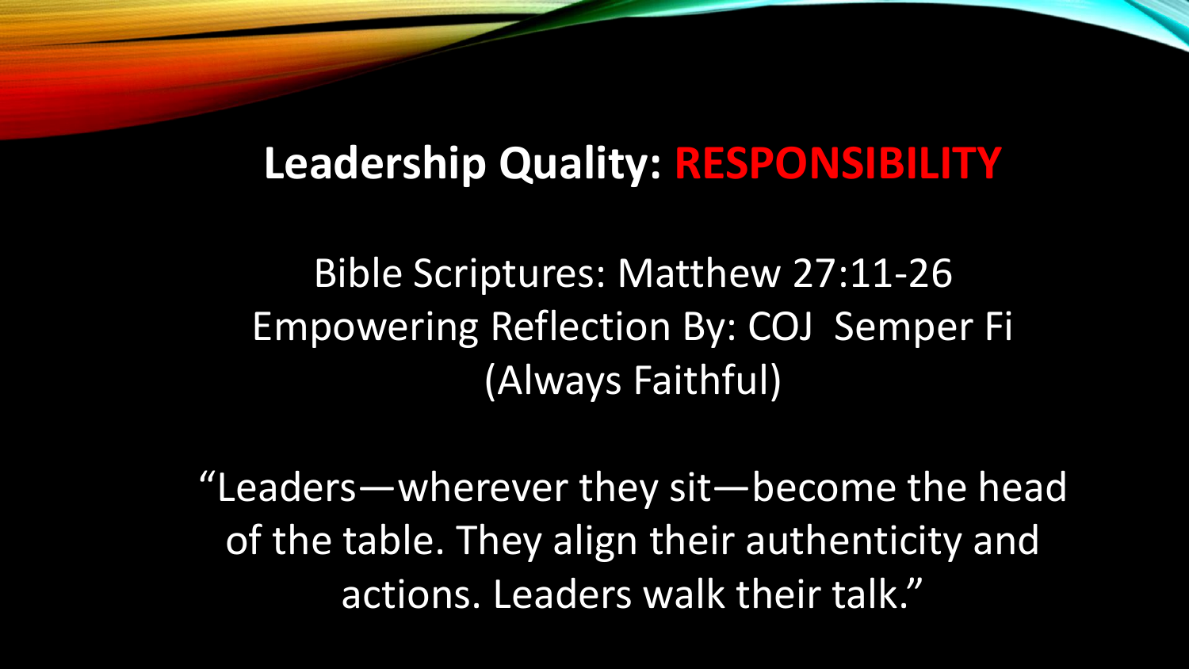## Leadership Quality: **RESPONSIBILITY**

Bible Scriptures: Matthew 27:11-26
Empowering Reflection By: COJ Semper Fi (Always Faithful)

"Leaders—wherever they sit—become the head of the table. They align their authenticity and actions. Leaders walk their talk."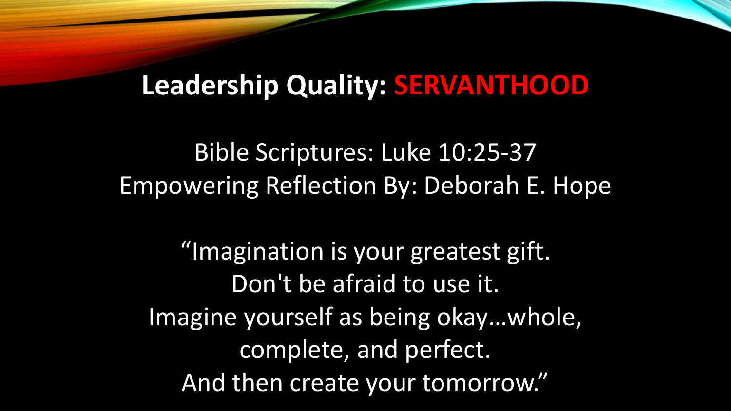## Leadership Quality: **SERVANTHOOD**

Bible Scriptures: Luke 10:25-37

Empowering Reflection By: Deborah E. Hope

"Imagination is your greatest gift.
Don't be afraid to use it.
Imagine yourself as being okay…whole,
complete, and perfect.
And then create your tomorrow."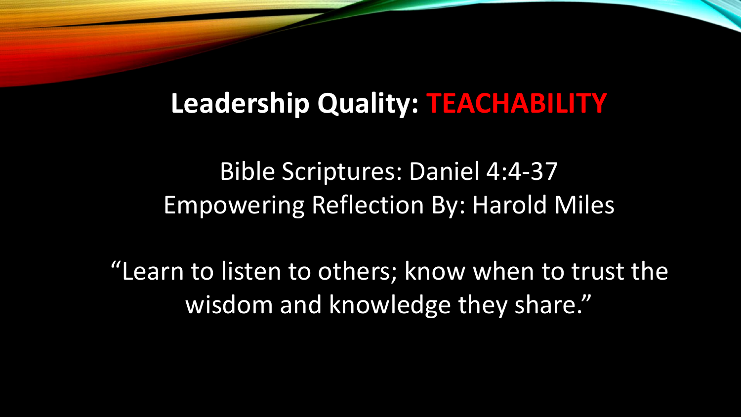# Leadership Quality: TEACHABILITY

Bible Scriptures: Daniel 4:4-37
Empowering Reflection By: Harold Miles

"Learn to listen to others; know when to trust the wisdom and knowledge they share."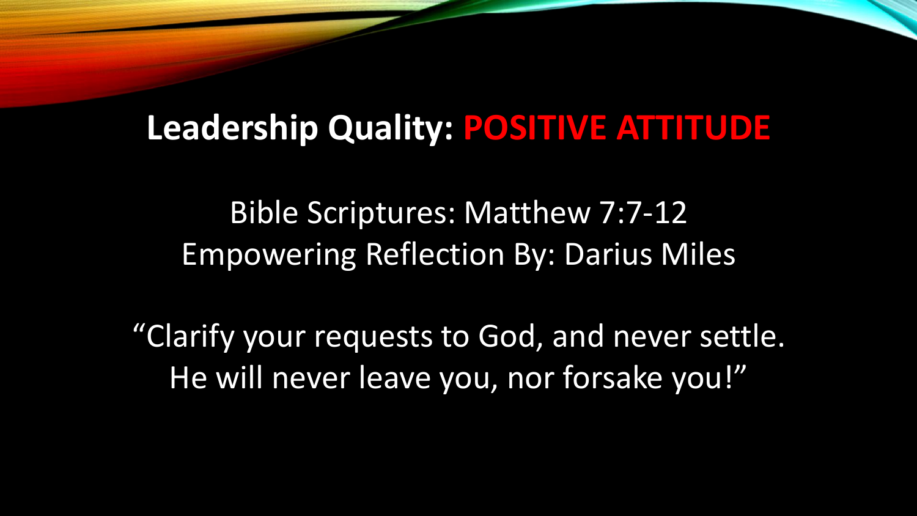## Leadership Quality: POSITIVE ATTITUDE

Bible Scriptures: Matthew 7:7-12
Empowering Reflection By: Darius Miles

"Clarify your requests to God, and never settle. He will never leave you, nor forsake you!"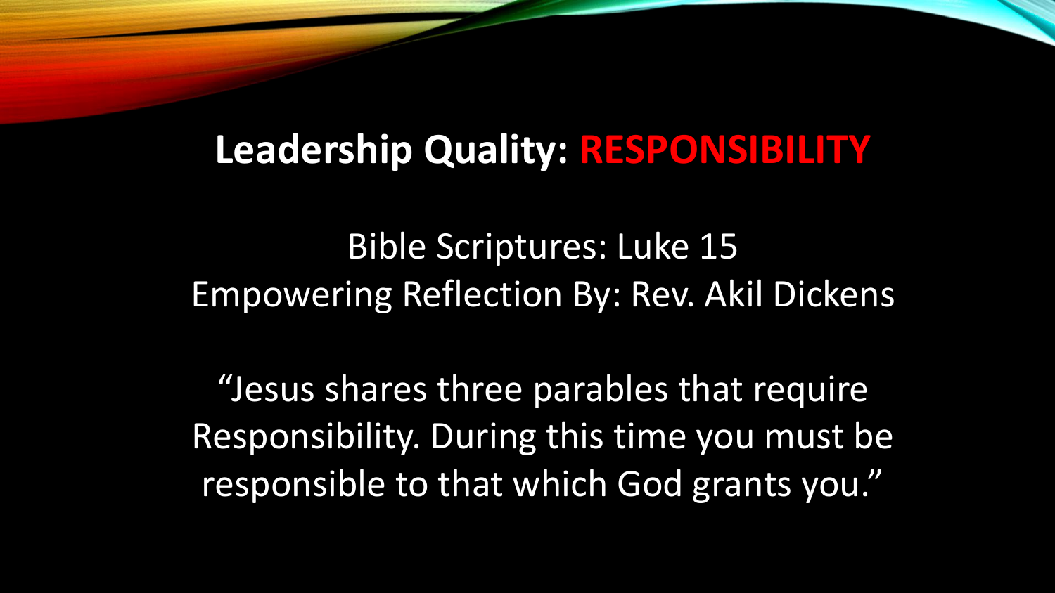## Leadership Quality: **RESPONSIBILITY**

Bible Scriptures: Luke 15
Empowering Reflection By: Rev. Akil Dickens

"Jesus shares three parables that require Responsibility. During this time you must be responsible to that which God grants you."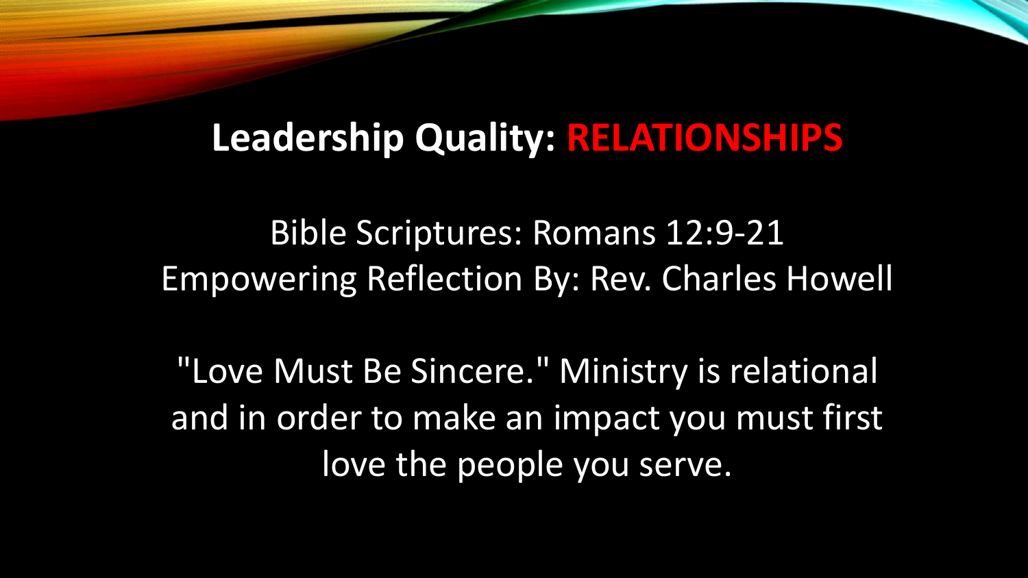## Leadership Quality: **RELATIONSHIPS**

Bible Scriptures: Romans 12:9-21
Empowering Reflection By: Rev. Charles Howell

"Love Must Be Sincere." Ministry is relational and in order to make an impact you must first love the people you serve.